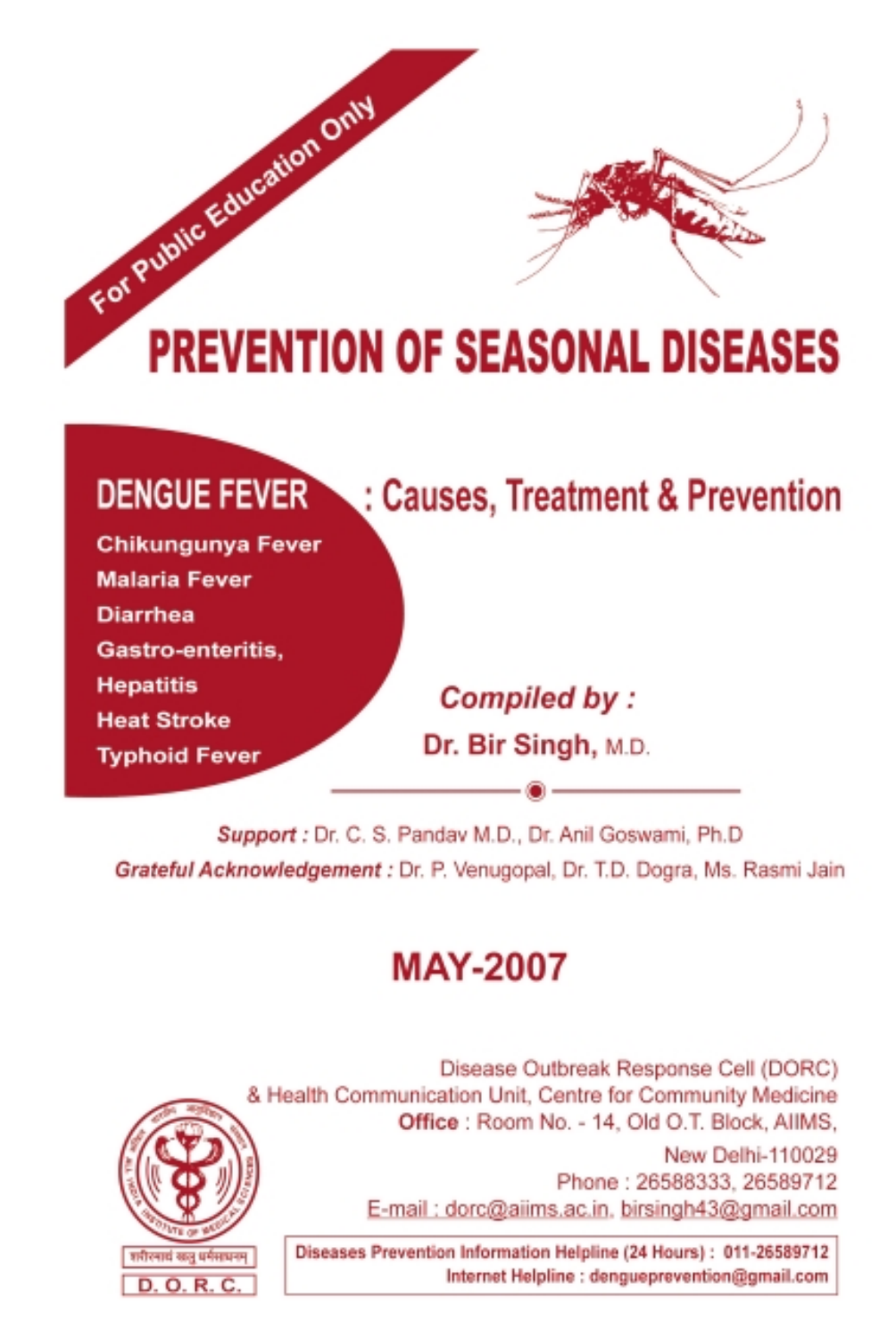For Public Education Only

# PREVENTION OF SEASONAL DISEASES

## DENGUE FEVER : Causes, Treatment & Prevention

- Chikungunya Fever
- Malaria Fever
- Diarrhea
- Gastro-enteritis,
- Hepatitis
- Heat Stroke
- Typhoid Fever

***Compiled by :***

**Dr. Bir Singh,** M.D.

***Support :*** Dr. C. S. Pandav M.D., Dr. Anil Goswami, Ph.D

***Grateful Acknowledgement :*** Dr. P. Venugopal, Dr. T.D. Dogra, Ms. Rasmi Jain

**MAY-2007**

Disease Outbreak Response Cell (DORC)
& Health Communication Unit, Centre for Community Medicine
**Office** : Room No. - 14, Old O.T. Block, AIIMS,
New Delhi-110029
Phone : 26588333, 26589712
E-mail : dorc@aiims.ac.in, birsingh43@gmail.com

शरीरमाद्यं खलु धर्मसाधनम्

D. O. R. C.

**Diseases Prevention Information Helpline (24 Hours) : 011-26589712**
**Internet Helpline : dengueprevention@gmail.com**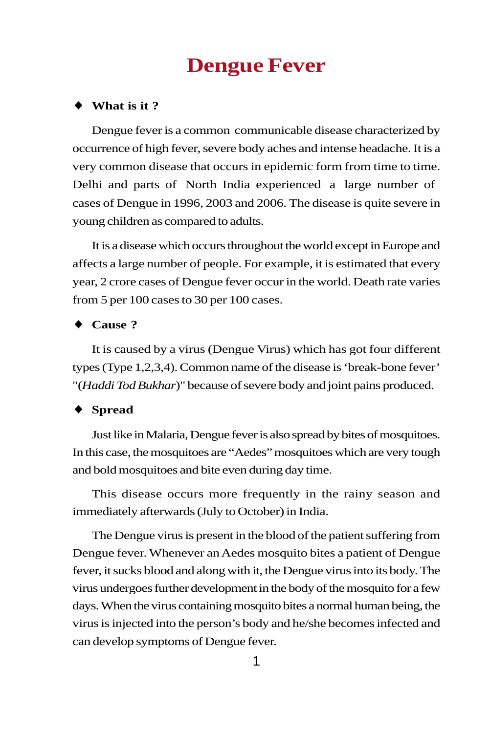# Dengue Fever

- **What is it ?**

Dengue fever is a common communicable disease characterized by occurrence of high fever, severe body aches and intense headache. It is a very common disease that occurs in epidemic form from time to time. Delhi and parts of North India experienced a large number of cases of Dengue in 1996, 2003 and 2006. The disease is quite severe in young children as compared to adults.

It is a disease which occurs throughout the world except in Europe and affects a large number of people. For example, it is estimated that every year, 2 crore cases of Dengue fever occur in the world. Death rate varies from 5 per 100 cases to 30 per 100 cases.

- **Cause ?**

It is caused by a virus (Dengue Virus) which has got four different types (Type 1,2,3,4). Common name of the disease is 'break-bone fever' "(*Haddi Tod Bukhar*)" because of severe body and joint pains produced.

- **Spread**

Just like in Malaria, Dengue fever is also spread by bites of mosquitoes. In this case, the mosquitoes are "Aedes" mosquitoes which are very tough and bold mosquitoes and bite even during day time.

This disease occurs more frequently in the rainy season and immediately afterwards (July to October) in India.

The Dengue virus is present in the blood of the patient suffering from Dengue fever. Whenever an Aedes mosquito bites a patient of Dengue fever, it sucks blood and along with it, the Dengue virus into its body. The virus undergoes further development in the body of the mosquito for a few days. When the virus containing mosquito bites a normal human being, the virus is injected into the person's body and he/she becomes infected and can develop symptoms of Dengue fever.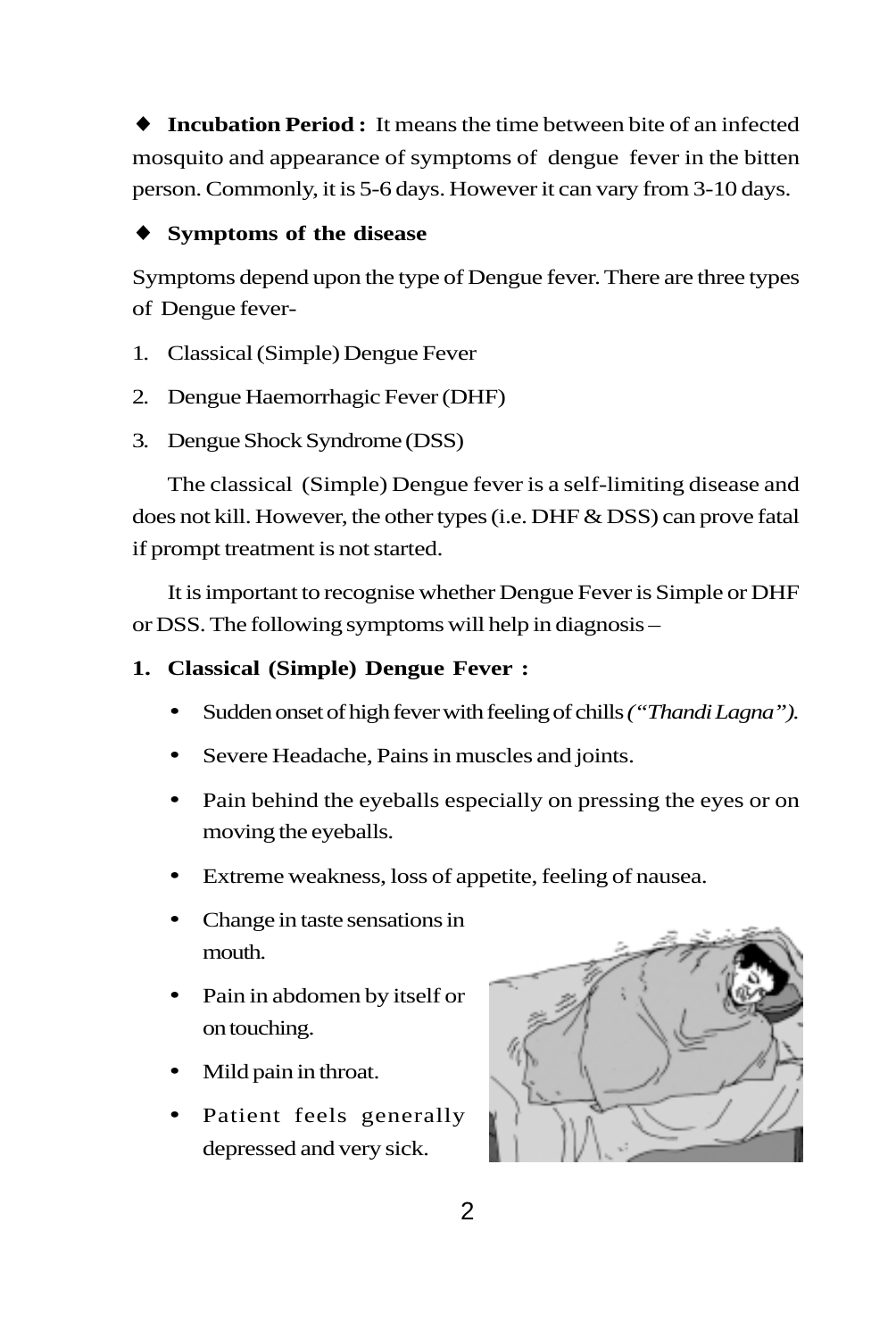◆ **Incubation Period :** It means the time between bite of an infected mosquito and appearance of symptoms of dengue fever in the bitten person. Commonly, it is 5-6 days. However it can vary from 3-10 days.

◆ **Symptoms of the disease**

Symptoms depend upon the type of Dengue fever. There are three types of Dengue fever-

1. Classical (Simple) Dengue Fever
2. Dengue Haemorrhagic Fever (DHF)
3. Dengue Shock Syndrome (DSS)

The classical (Simple) Dengue fever is a self-limiting disease and does not kill. However, the other types (i.e. DHF & DSS) can prove fatal if prompt treatment is not started.

It is important to recognise whether Dengue Fever is Simple or DHF or DSS. The following symptoms will help in diagnosis –

**1. Classical (Simple) Dengue Fever :**

- Sudden onset of high fever with feeling of chills *("Thandi Lagna")*.
- Severe Headache, Pains in muscles and joints.
- Pain behind the eyeballs especially on pressing the eyes or on moving the eyeballs.
- Extreme weakness, loss of appetite, feeling of nausea.
- Change in taste sensations in mouth.
- Pain in abdomen by itself or on touching.
- Mild pain in throat.
- Patient feels generally depressed and very sick.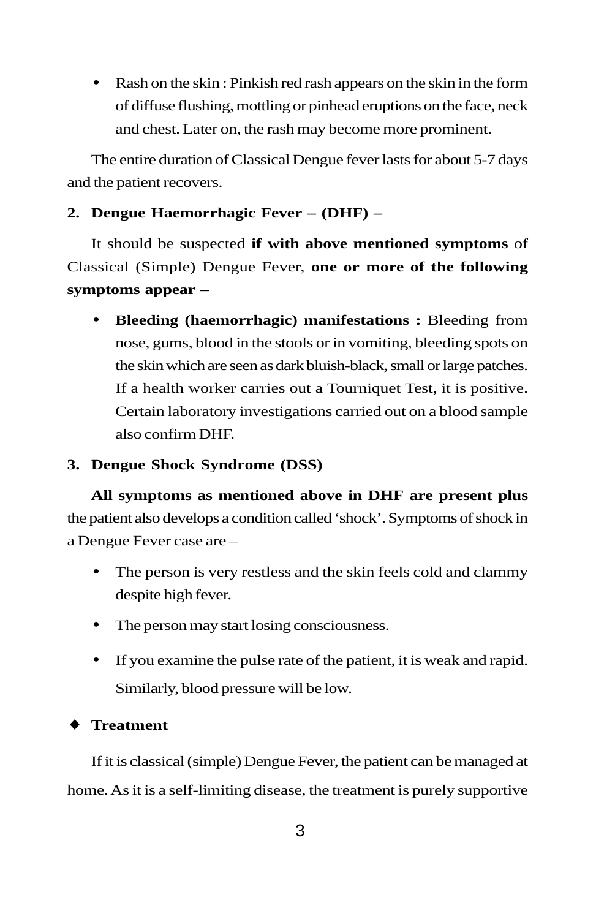- Rash on the skin : Pinkish red rash appears on the skin in the form of diffuse flushing, mottling or pinhead eruptions on the face, neck and chest. Later on, the rash may become more prominent.

The entire duration of Classical Dengue fever lasts for about 5-7 days and the patient recovers.

**2. Dengue Haemorrhagic Fever – (DHF) –**

It should be suspected **if with above mentioned symptoms** of Classical (Simple) Dengue Fever, **one or more of the following symptoms appear** –

- **Bleeding (haemorrhagic) manifestations :** Bleeding from nose, gums, blood in the stools or in vomiting, bleeding spots on the skin which are seen as dark bluish-black, small or large patches. If a health worker carries out a Tourniquet Test, it is positive. Certain laboratory investigations carried out on a blood sample also confirm DHF.

**3. Dengue Shock Syndrome (DSS)**

**All symptoms as mentioned above in DHF are present plus** the patient also develops a condition called 'shock'. Symptoms of shock in a Dengue Fever case are –

- The person is very restless and the skin feels cold and clammy despite high fever.
- The person may start losing consciousness.
- If you examine the pulse rate of the patient, it is weak and rapid. Similarly, blood pressure will be low.

### ◆ Treatment

If it is classical (simple) Dengue Fever, the patient can be managed at home. As it is a self-limiting disease, the treatment is purely supportive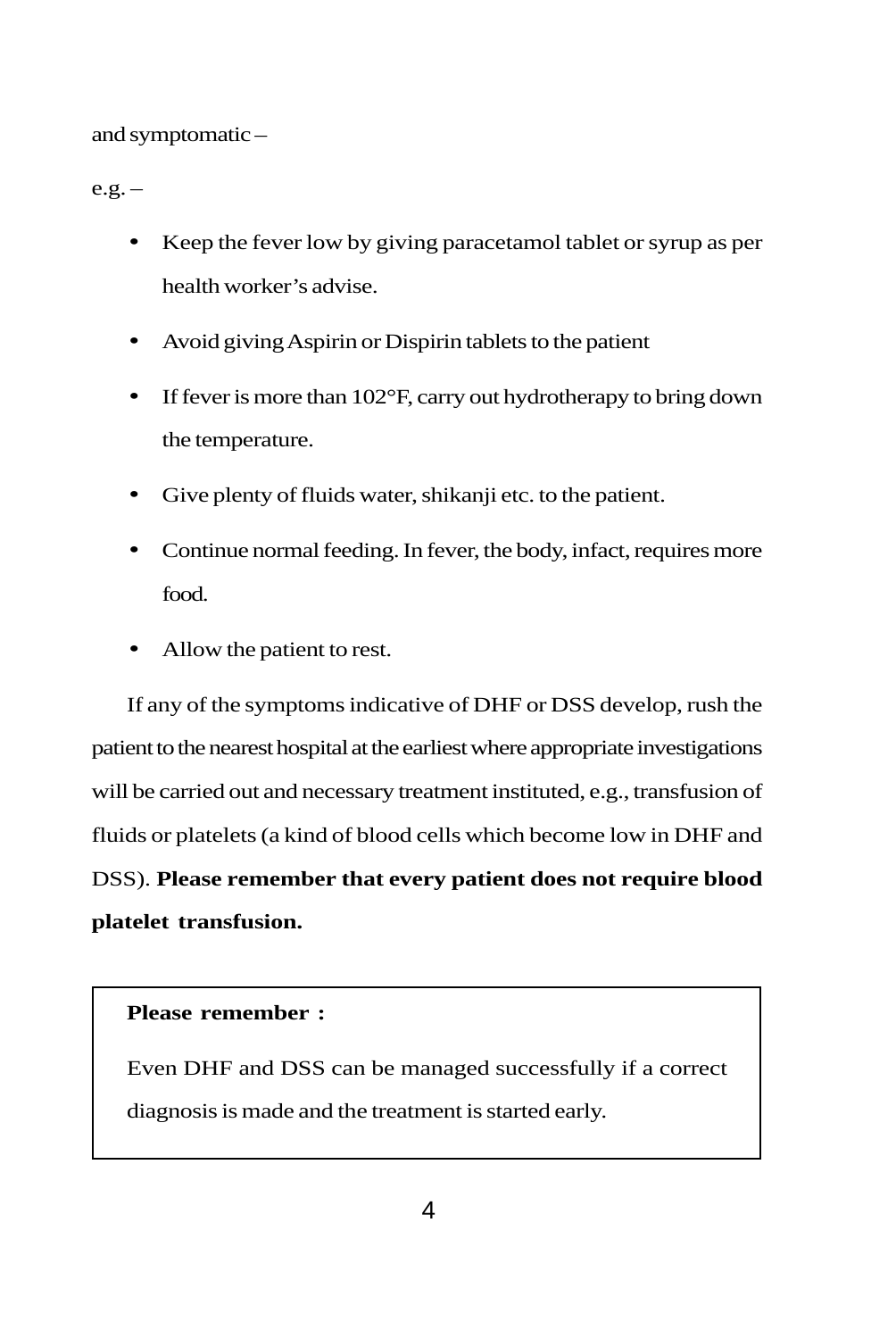and symptomatic –

e.g. –

- Keep the fever low by giving paracetamol tablet or syrup as per health worker's advise.
- Avoid giving Aspirin or Dispirin tablets to the patient
- If fever is more than 102°F, carry out hydrotherapy to bring down the temperature.
- Give plenty of fluids water, shikanji etc. to the patient.
- Continue normal feeding. In fever, the body, infact, requires more food.
- Allow the patient to rest.

If any of the symptoms indicative of DHF or DSS develop, rush the patient to the nearest hospital at the earliest where appropriate investigations will be carried out and necessary treatment instituted, e.g., transfusion of fluids or platelets (a kind of blood cells which become low in DHF and DSS). **Please remember that every patient does not require blood platelet transfusion.**

> **Please remember :**
>
> Even DHF and DSS can be managed successfully if a correct diagnosis is made and the treatment is started early.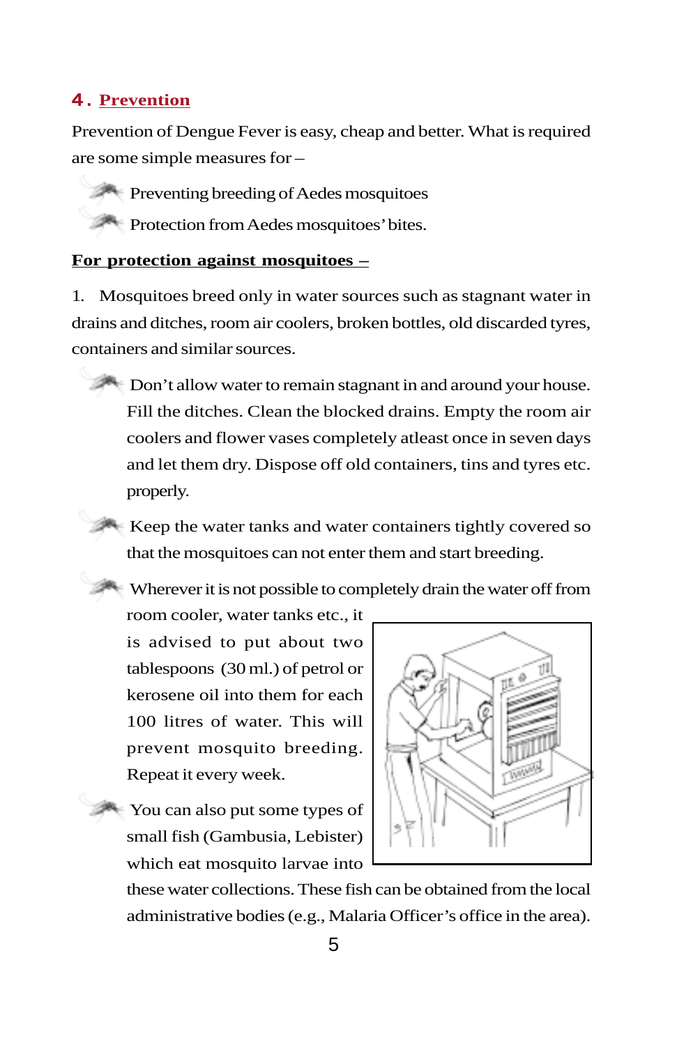## 4. Prevention

Prevention of Dengue Fever is easy, cheap and better. What is required are some simple measures for –

- Preventing breeding of Aedes mosquitoes
- Protection from Aedes mosquitoes' bites.

**For protection against mosquitoes –**

1. Mosquitoes breed only in water sources such as stagnant water in drains and ditches, room air coolers, broken bottles, old discarded tyres, containers and similar sources.

- Don't allow water to remain stagnant in and around your house. Fill the ditches. Clean the blocked drains. Empty the room air coolers and flower vases completely atleast once in seven days and let them dry. Dispose off old containers, tins and tyres etc. properly.
- Keep the water tanks and water containers tightly covered so that the mosquitoes can not enter them and start breeding.
- Wherever it is not possible to completely drain the water off from room cooler, water tanks etc., it is advised to put about two tablespoons (30 ml.) of petrol or kerosene oil into them for each 100 litres of water. This will prevent mosquito breeding. Repeat it every week.
- You can also put some types of small fish (Gambusia, Lebister) which eat mosquito larvae into these water collections. These fish can be obtained from the local administrative bodies (e.g., Malaria Officer's office in the area).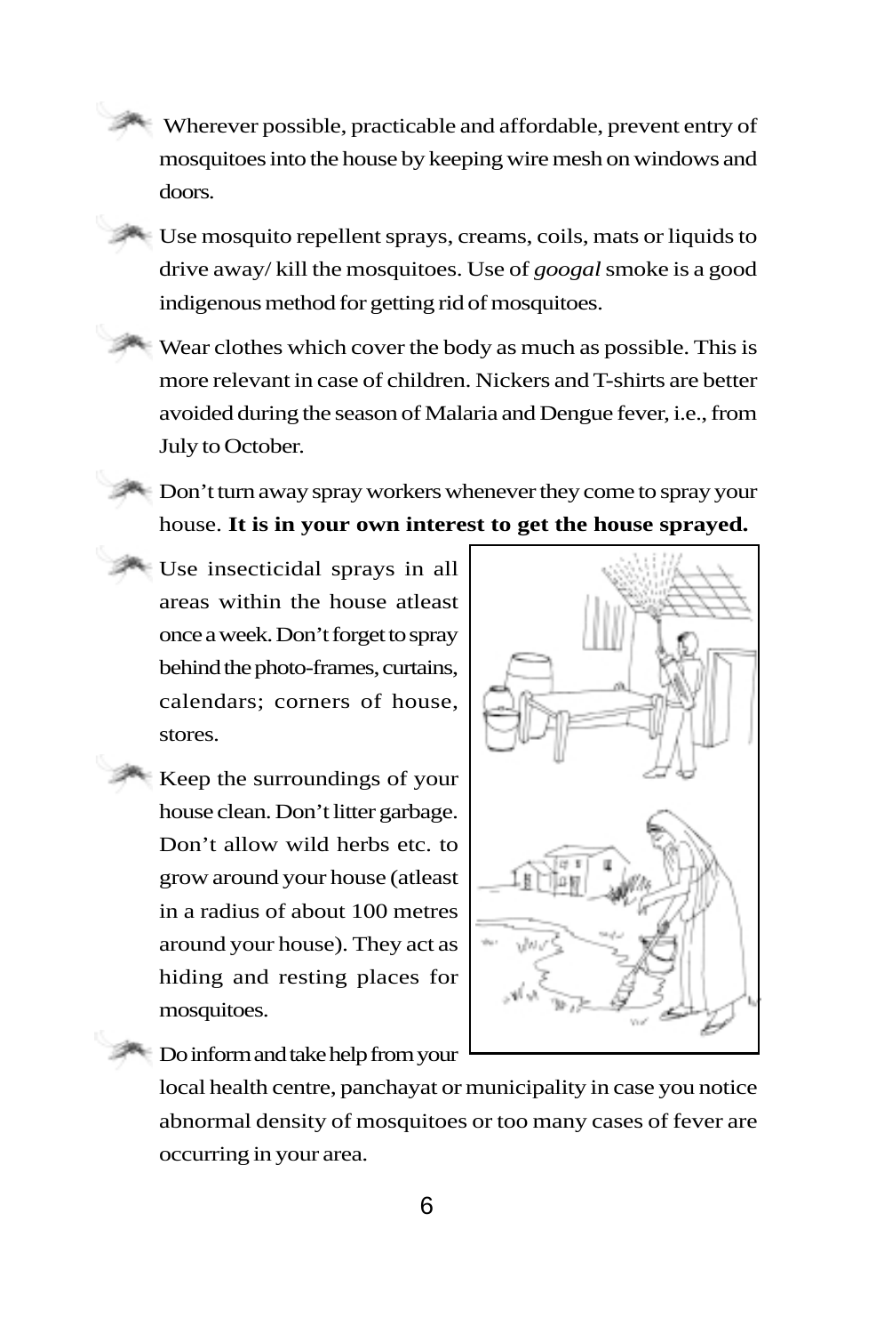- Wherever possible, practicable and affordable, prevent entry of mosquitoes into the house by keeping wire mesh on windows and doors.
- Use mosquito repellent sprays, creams, coils, mats or liquids to drive away/ kill the mosquitoes. Use of *googal* smoke is a good indigenous method for getting rid of mosquitoes.
- Wear clothes which cover the body as much as possible. This is more relevant in case of children. Nickers and T-shirts are better avoided during the season of Malaria and Dengue fever, i.e., from July to October.
- Don't turn away spray workers whenever they come to spray your house. **It is in your own interest to get the house sprayed.**
- Use insecticidal sprays in all areas within the house atleast once a week. Don't forget to spray behind the photo-frames, curtains, calendars; corners of house, stores.
- Keep the surroundings of your house clean. Don't litter garbage. Don't allow wild herbs etc. to grow around your house (atleast in a radius of about 100 metres around your house). They act as hiding and resting places for mosquitoes.
- Do inform and take help from your local health centre, panchayat or municipality in case you notice abnormal density of mosquitoes or too many cases of fever are occurring in your area.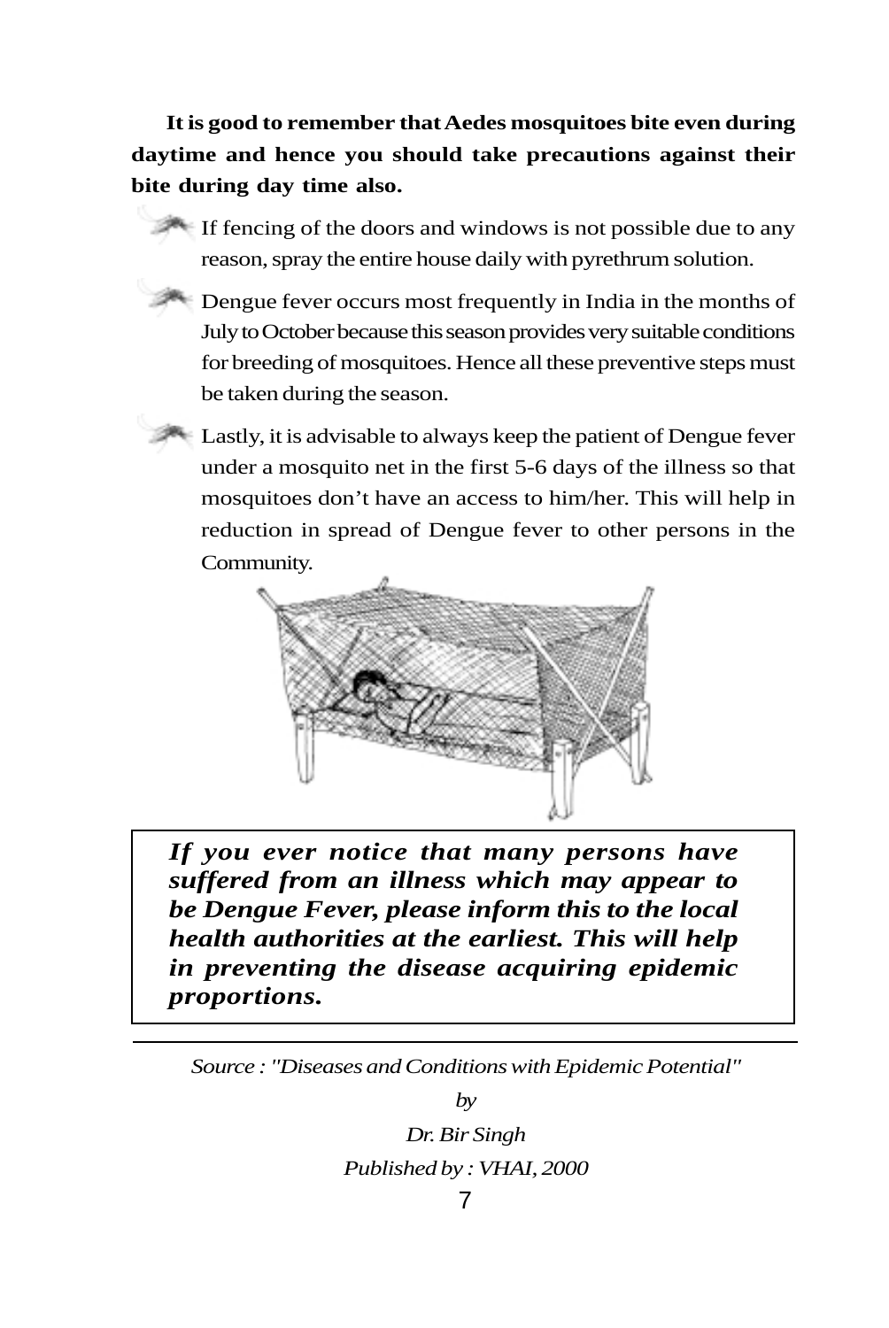**It is good to remember that Aedes mosquitoes bite even during daytime and hence you should take precautions against their bite during day time also.**

- If fencing of the doors and windows is not possible due to any reason, spray the entire house daily with pyrethrum solution.
- Dengue fever occurs most frequently in India in the months of July to October because this season provides very suitable conditions for breeding of mosquitoes. Hence all these preventive steps must be taken during the season.
- Lastly, it is advisable to always keep the patient of Dengue fever under a mosquito net in the first 5-6 days of the illness so that mosquitoes don't have an access to him/her. This will help in reduction in spread of Dengue fever to other persons in the Community.

***If you ever notice that many persons have suffered from an illness which may appear to be Dengue Fever, please inform this to the local health authorities at the earliest. This will help in preventing the disease acquiring epidemic proportions.***

---

*Source : "Diseases and Conditions with Epidemic Potential"*

*by*

*Dr. Bir Singh*

*Published by : VHAI, 2000*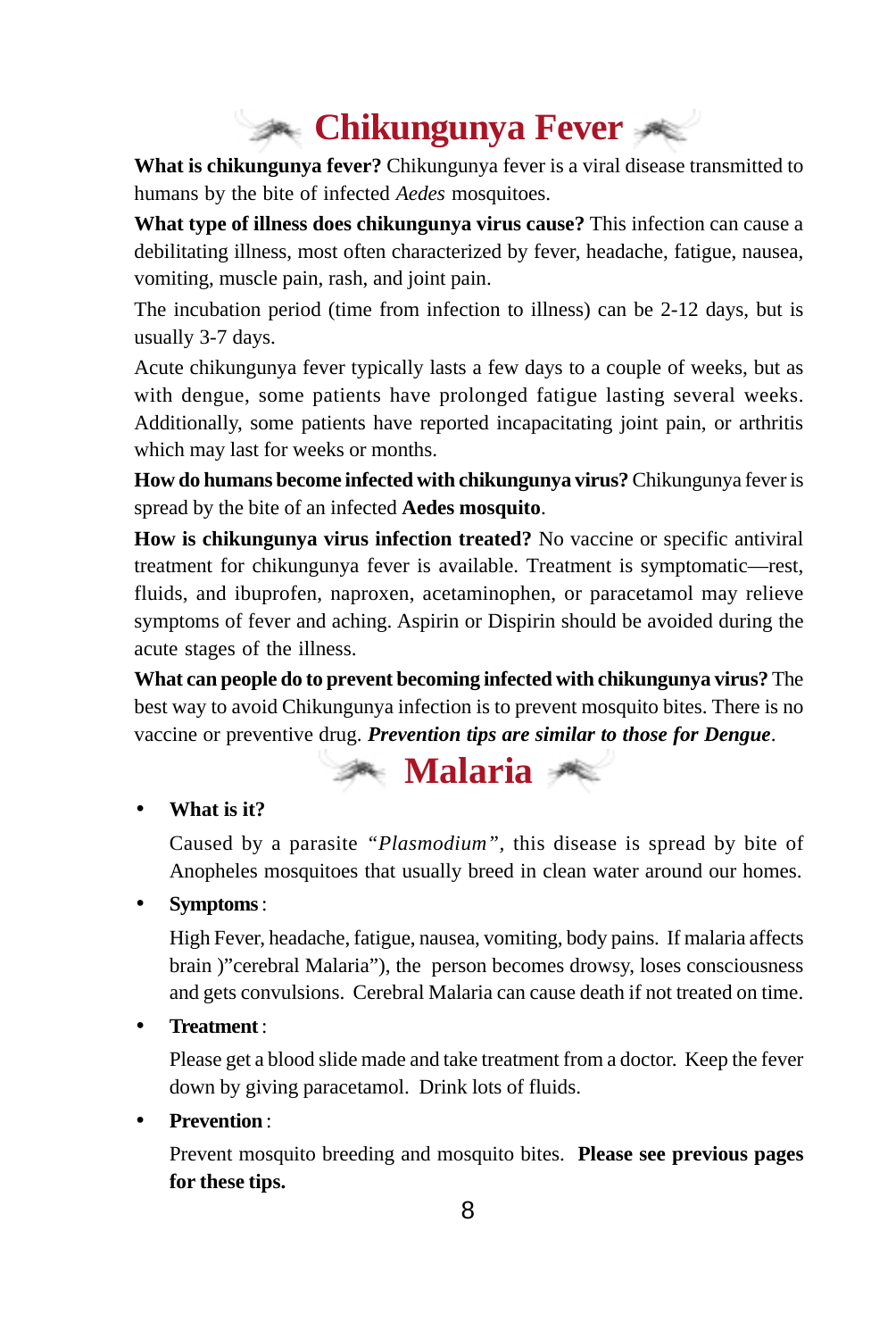# Chikungunya Fever

**What is chikungunya fever?** Chikungunya fever is a viral disease transmitted to humans by the bite of infected *Aedes* mosquitoes.

**What type of illness does chikungunya virus cause?** This infection can cause a debilitating illness, most often characterized by fever, headache, fatigue, nausea, vomiting, muscle pain, rash, and joint pain.

The incubation period (time from infection to illness) can be 2-12 days, but is usually 3-7 days.

Acute chikungunya fever typically lasts a few days to a couple of weeks, but as with dengue, some patients have prolonged fatigue lasting several weeks. Additionally, some patients have reported incapacitating joint pain, or arthritis which may last for weeks or months.

**How do humans become infected with chikungunya virus?** Chikungunya fever is spread by the bite of an infected **Aedes mosquito**.

**How is chikungunya virus infection treated?** No vaccine or specific antiviral treatment for chikungunya fever is available. Treatment is symptomatic—rest, fluids, and ibuprofen, naproxen, acetaminophen, or paracetamol may relieve symptoms of fever and aching. Aspirin or Dispirin should be avoided during the acute stages of the illness.

**What can people do to prevent becoming infected with chikungunya virus?** The best way to avoid Chikungunya infection is to prevent mosquito bites. There is no vaccine or preventive drug. ***Prevention tips are similar to those for Dengue***.

# Malaria

- **What is it?**

  Caused by a parasite *"Plasmodium"*, this disease is spread by bite of Anopheles mosquitoes that usually breed in clean water around our homes.

- **Symptoms** :

  High Fever, headache, fatigue, nausea, vomiting, body pains. If malaria affects brain )"cerebral Malaria"), the person becomes drowsy, loses consciousness and gets convulsions. Cerebral Malaria can cause death if not treated on time.

- **Treatment** :

  Please get a blood slide made and take treatment from a doctor. Keep the fever down by giving paracetamol. Drink lots of fluids.

- **Prevention** :

  Prevent mosquito breeding and mosquito bites. **Please see previous pages for these tips.**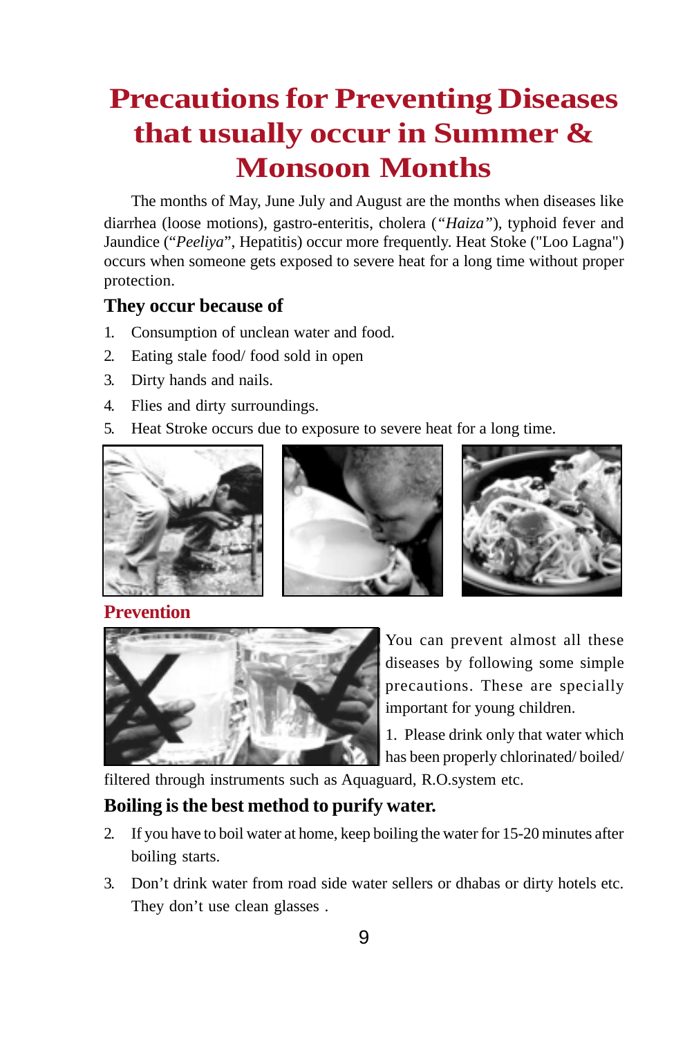# Precautions for Preventing Diseases that usually occur in Summer & Monsoon Months

The months of May, June July and August are the months when diseases like diarrhea (loose motions), gastro-enteritis, cholera (*"Haiza"*), typhoid fever and Jaundice ("*Peeliya*", Hepatitis) occur more frequently. Heat Stoke ("Loo Lagna") occurs when someone gets exposed to severe heat for a long time without proper protection.

### They occur because of

1. Consumption of unclean water and food.
2. Eating stale food/ food sold in open
3. Dirty hands and nails.
4. Flies and dirty surroundings.
5. Heat Stroke occurs due to exposure to severe heat for a long time.

## Prevention

You can prevent almost all these diseases by following some simple precautions. These are specially important for young children.

1. Please drink only that water which has been properly chlorinated/ boiled/ filtered through instruments such as Aquaguard, R.O.system etc.

**Boiling is the best method to purify water.**

2. If you have to boil water at home, keep boiling the water for 15-20 minutes after boiling starts.
3. Don't drink water from road side water sellers or dhabas or dirty hotels etc. They don't use clean glasses .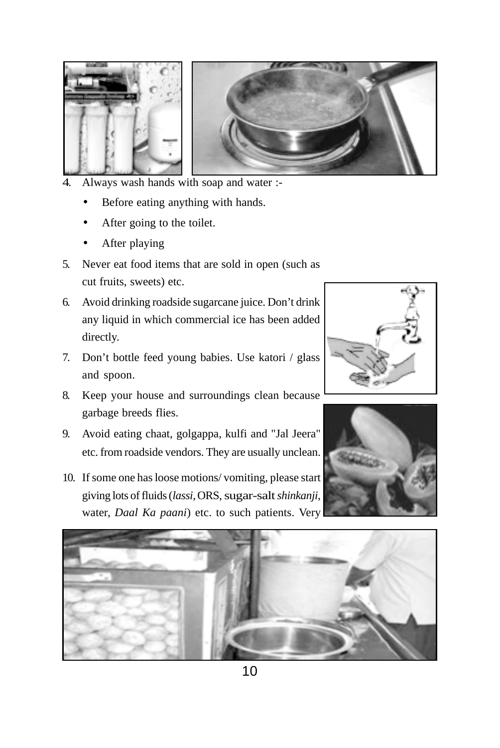4. Always wash hands with soap and water :-
   - Before eating anything with hands.
   - After going to the toilet.
   - After playing
5. Never eat food items that are sold in open (such as cut fruits, sweets) etc.
6. Avoid drinking roadside sugarcane juice. Don't drink any liquid in which commercial ice has been added directly.
7. Don't bottle feed young babies. Use katori / glass and spoon.
8. Keep your house and surroundings clean because garbage breeds flies.
9. Avoid eating chaat, golgappa, kulfi and "Jal Jeera" etc. from roadside vendors. They are usually unclean.
10. If some one has loose motions/ vomiting, please start giving lots of fluids (*lassi*, ORS, sugar-salt *shinkanji*, water, *Daal Ka paani*) etc. to such patients. Very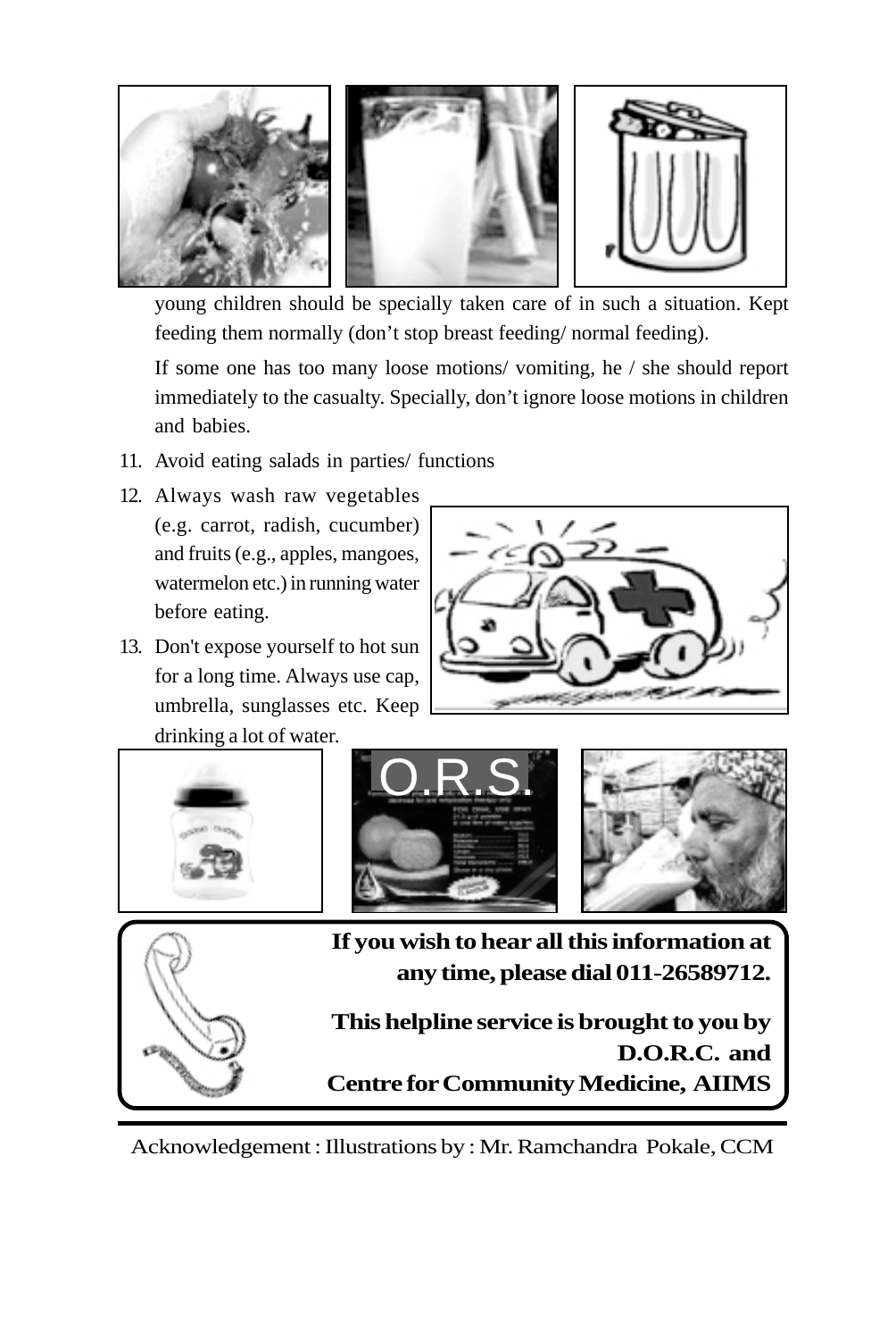young children should be specially taken care of in such a situation. Kept feeding them normally (don't stop breast feeding/ normal feeding).

If some one has too many loose motions/ vomiting, he / she should report immediately to the casualty. Specially, don't ignore loose motions in children and babies.

11. Avoid eating salads in parties/ functions
12. Always wash raw vegetables (e.g. carrot, radish, cucumber) and fruits (e.g., apples, mangoes, watermelon etc.) in running water before eating.
13. Don't expose yourself to hot sun for a long time. Always use cap, umbrella, sunglasses etc. Keep drinking a lot of water.

O.R.S.

**If you wish to hear all this information at any time, please dial 011-26589712.**

**This helpline service is brought to you by D.O.R.C. and Centre for Community Medicine, AIIMS**

Acknowledgement : Illustrations by : Mr. Ramchandra Pokale, CCM